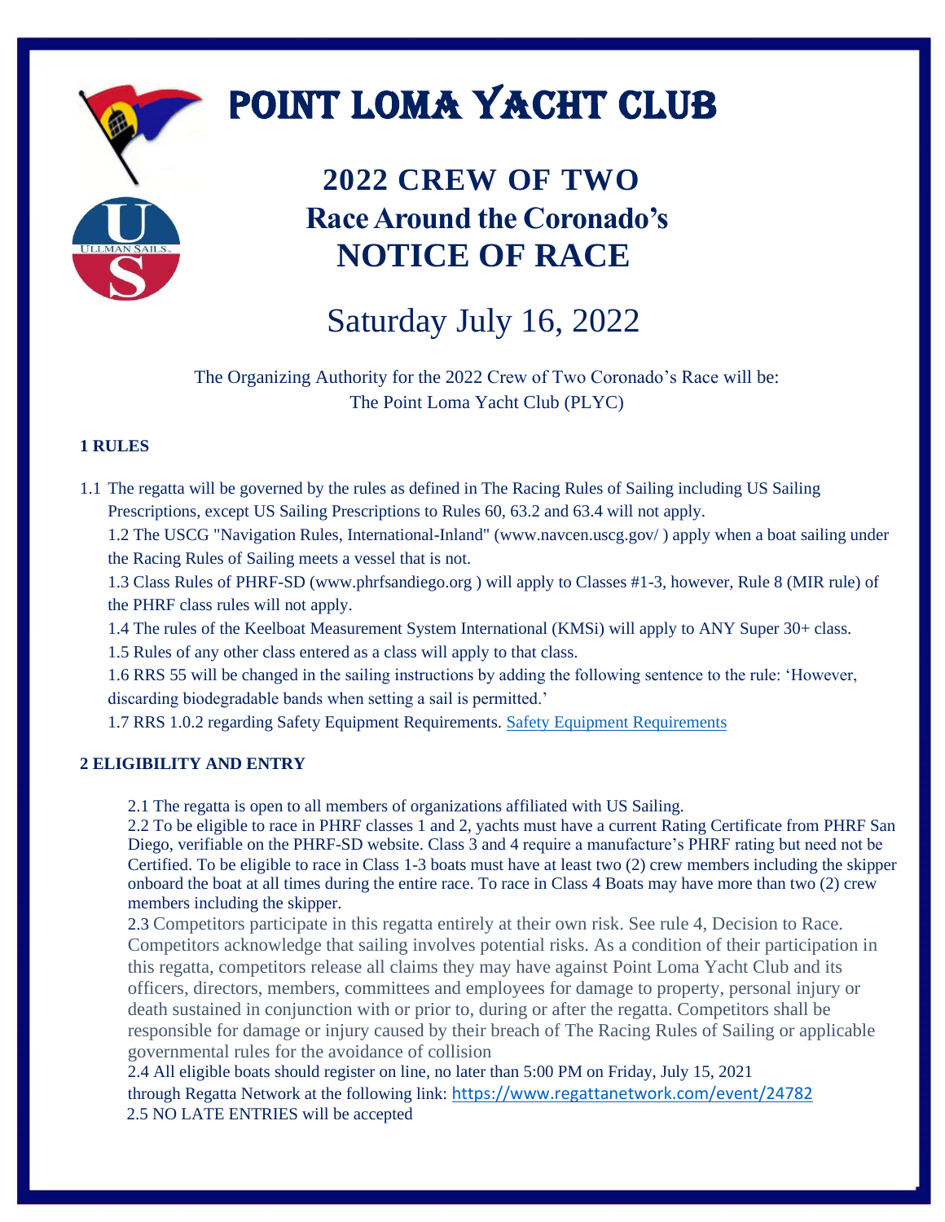# POINT LOMA YACHT CLUB

## 2022 CREW OF TWO
## Race Around the Coronado's
## NOTICE OF RACE

## Saturday July 16, 2022

The Organizing Authority for the 2022 Crew of Two Coronado's Race will be:
The Point Loma Yacht Club (PLYC)

### 1 RULES

1.1 The regatta will be governed by the rules as defined in The Racing Rules of Sailing including US Sailing Prescriptions, except US Sailing Prescriptions to Rules 60, 63.2 and 63.4 will not apply.

1.2 The USCG "Navigation Rules, International-Inland" (www.navcen.uscg.gov/ ) apply when a boat sailing under the Racing Rules of Sailing meets a vessel that is not.

1.3 Class Rules of PHRF-SD (www.phrfsandiego.org ) will apply to Classes #1-3, however, Rule 8 (MIR rule) of the PHRF class rules will not apply.

1.4 The rules of the Keelboat Measurement System International (KMSi) will apply to ANY Super 30+ class.

1.5 Rules of any other class entered as a class will apply to that class.

1.6 RRS 55 will be changed in the sailing instructions by adding the following sentence to the rule: 'However, discarding biodegradable bands when setting a sail is permitted.'

1.7 RRS 1.0.2 regarding Safety Equipment Requirements. Safety Equipment Requirements

### 2 ELIGIBILITY AND ENTRY

2.1 The regatta is open to all members of organizations affiliated with US Sailing.

2.2 To be eligible to race in PHRF classes 1 and 2, yachts must have a current Rating Certificate from PHRF San Diego, verifiable on the PHRF-SD website. Class 3 and 4 require a manufacture's PHRF rating but need not be Certified. To be eligible to race in Class 1-3 boats must have at least two (2) crew members including the skipper onboard the boat at all times during the entire race. To race in Class 4 Boats may have more than two (2) crew members including the skipper.

2.3 Competitors participate in this regatta entirely at their own risk. See rule 4, Decision to Race. Competitors acknowledge that sailing involves potential risks. As a condition of their participation in this regatta, competitors release all claims they may have against Point Loma Yacht Club and its officers, directors, members, committees and employees for damage to property, personal injury or death sustained in conjunction with or prior to, during or after the regatta. Competitors shall be responsible for damage or injury caused by their breach of The Racing Rules of Sailing or applicable governmental rules for the avoidance of collision

2.4 All eligible boats should register on line, no later than 5:00 PM on Friday, July 15, 2021 through Regatta Network at the following link: https://www.regattanetwork.com/event/24782

2.5 NO LATE ENTRIES will be accepted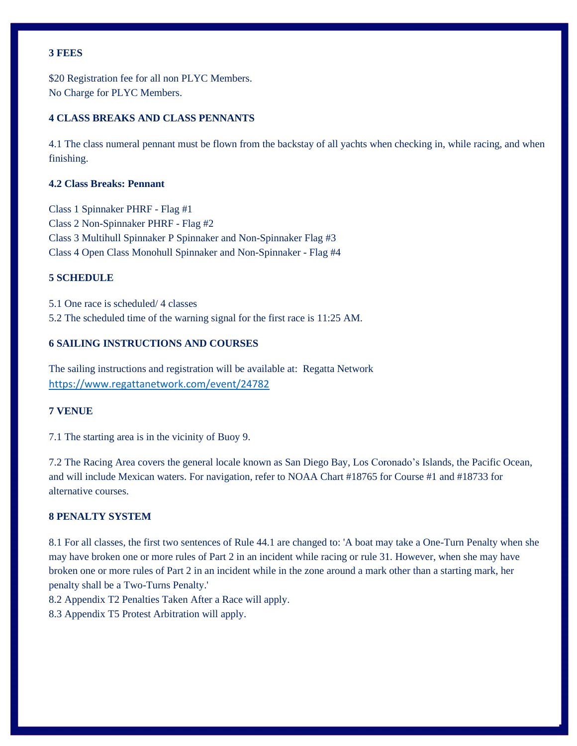### 3 FEES

$20 Registration fee for all non PLYC Members.
No Charge for PLYC Members.

### 4 CLASS BREAKS AND CLASS PENNANTS

4.1 The class numeral pennant must be flown from the backstay of all yachts when checking in, while racing, and when finishing.

**4.2 Class Breaks: Pennant**

Class 1 Spinnaker PHRF - Flag #1
Class 2 Non-Spinnaker PHRF - Flag #2
Class 3 Multihull Spinnaker P Spinnaker and Non-Spinnaker Flag #3
Class 4 Open Class Monohull Spinnaker and Non-Spinnaker - Flag #4

### 5 SCHEDULE

5.1 One race is scheduled/ 4 classes
5.2 The scheduled time of the warning signal for the first race is 11:25 AM.

### 6 SAILING INSTRUCTIONS AND COURSES

The sailing instructions and registration will be available at: Regatta Network
https://www.regattanetwork.com/event/24782

### 7 VENUE

7.1 The starting area is in the vicinity of Buoy 9.

7.2 The Racing Area covers the general locale known as San Diego Bay, Los Coronado's Islands, the Pacific Ocean, and will include Mexican waters. For navigation, refer to NOAA Chart #18765 for Course #1 and #18733 for alternative courses.

### 8 PENALTY SYSTEM

8.1 For all classes, the first two sentences of Rule 44.1 are changed to: 'A boat may take a One-Turn Penalty when she may have broken one or more rules of Part 2 in an incident while racing or rule 31. However, when she may have broken one or more rules of Part 2 in an incident while in the zone around a mark other than a starting mark, her penalty shall be a Two-Turns Penalty.'
8.2 Appendix T2 Penalties Taken After a Race will apply.
8.3 Appendix T5 Protest Arbitration will apply.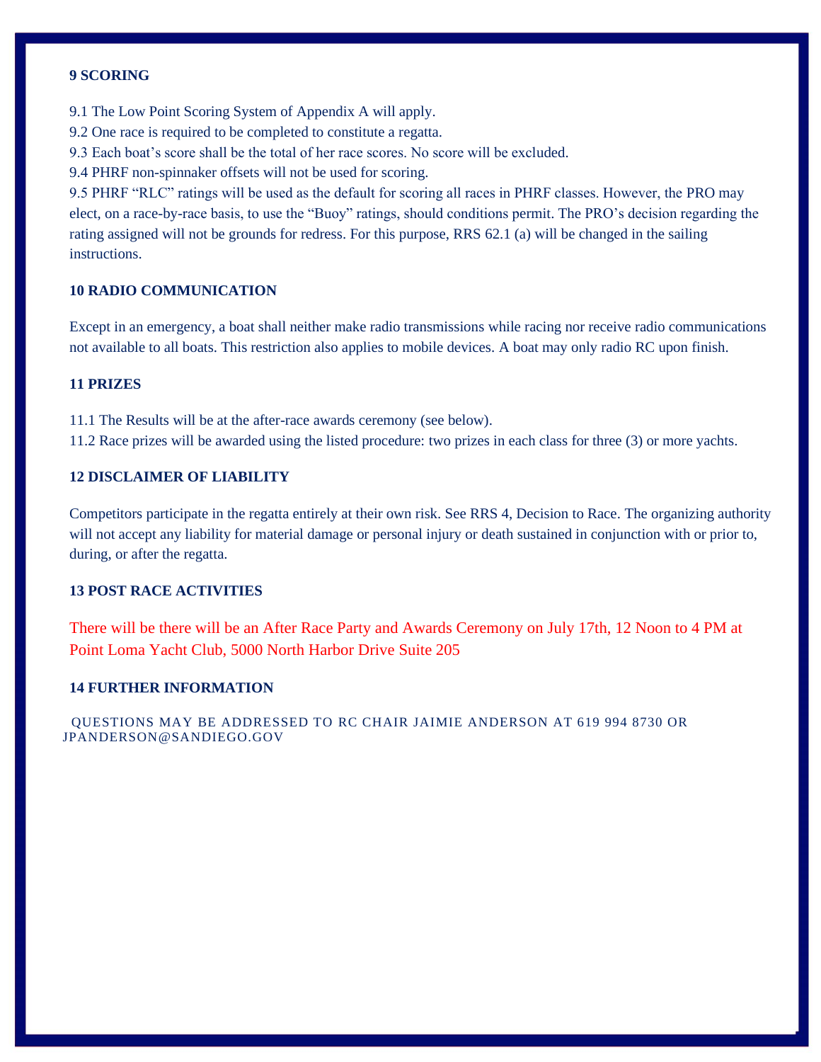## 9 SCORING

9.1 The Low Point Scoring System of Appendix A will apply.
9.2 One race is required to be completed to constitute a regatta.
9.3 Each boat's score shall be the total of her race scores. No score will be excluded.
9.4 PHRF non-spinnaker offsets will not be used for scoring.
9.5 PHRF "RLC" ratings will be used as the default for scoring all races in PHRF classes. However, the PRO may elect, on a race-by-race basis, to use the "Buoy" ratings, should conditions permit. The PRO's decision regarding the rating assigned will not be grounds for redress. For this purpose, RRS 62.1 (a) will be changed in the sailing instructions.

## 10 RADIO COMMUNICATION

Except in an emergency, a boat shall neither make radio transmissions while racing nor receive radio communications not available to all boats. This restriction also applies to mobile devices. A boat may only radio RC upon finish.

## 11 PRIZES

11.1 The Results will be at the after-race awards ceremony (see below).
11.2 Race prizes will be awarded using the listed procedure: two prizes in each class for three (3) or more yachts.

## 12 DISCLAIMER OF LIABILITY

Competitors participate in the regatta entirely at their own risk. See RRS 4, Decision to Race. The organizing authority will not accept any liability for material damage or personal injury or death sustained in conjunction with or prior to, during, or after the regatta.

## 13 POST RACE ACTIVITIES

There will be there will be an After Race Party and Awards Ceremony on July 17th, 12 Noon to 4 PM at Point Loma Yacht Club, 5000 North Harbor Drive Suite 205

## 14 FURTHER INFORMATION

QUESTIONS MAY BE ADDRESSED TO RC CHAIR JAIMIE ANDERSON AT 619 994 8730 OR JPANDERSON@SANDIEGO.GOV